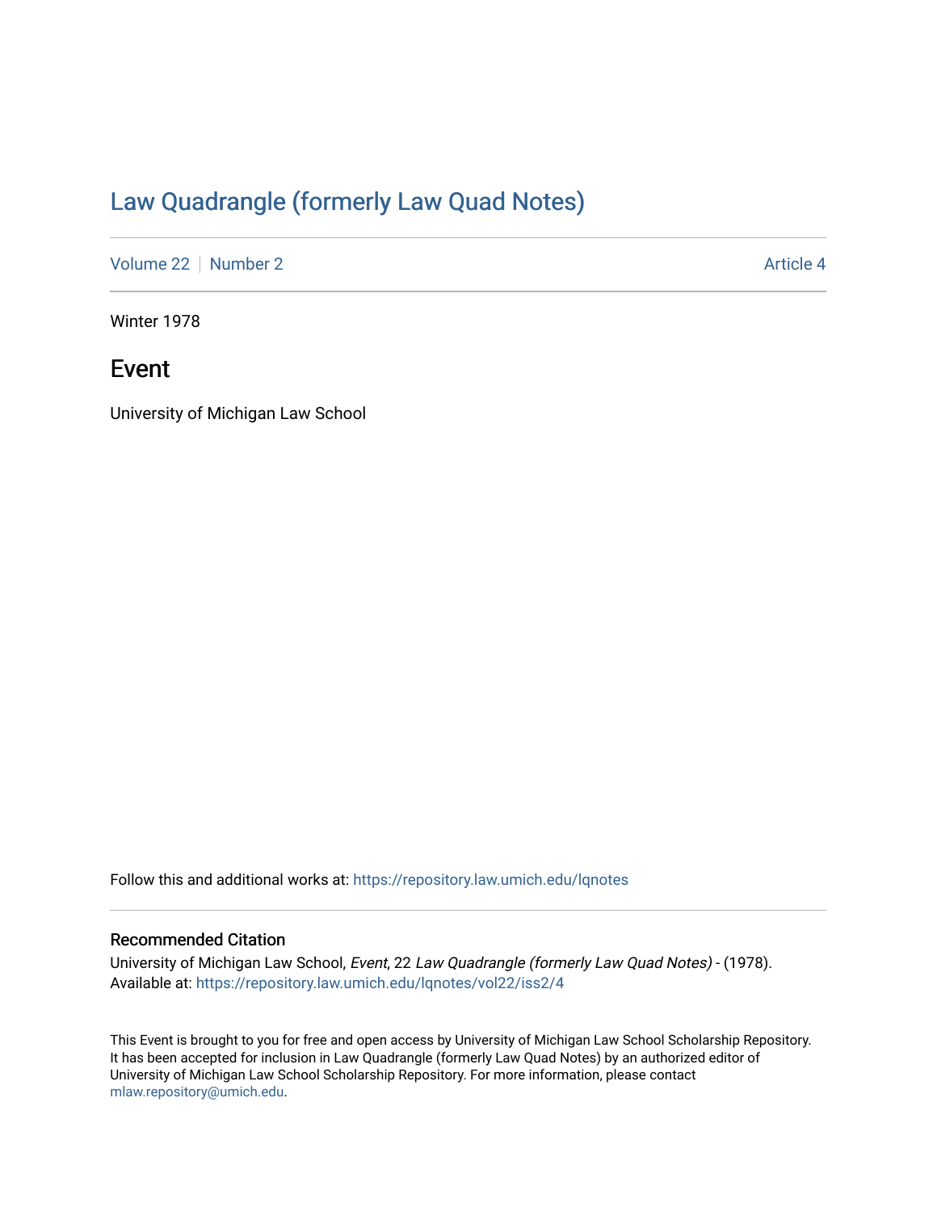# Law Quadrangle (formerly Law Quad Notes)

Volume 22 | Number 2 Article 4

Winter 1978

## Event

University of Michigan Law School

Follow this and additional works at: https://repository.law.umich.edu/lqnotes

### Recommended Citation

University of Michigan Law School, *Event*, 22 *Law Quadrangle (formerly Law Quad Notes)* - (1978).
Available at: https://repository.law.umich.edu/lqnotes/vol22/iss2/4

This Event is brought to you for free and open access by University of Michigan Law School Scholarship Repository. It has been accepted for inclusion in Law Quadrangle (formerly Law Quad Notes) by an authorized editor of University of Michigan Law School Scholarship Repository. For more information, please contact mlaw.repository@umich.edu.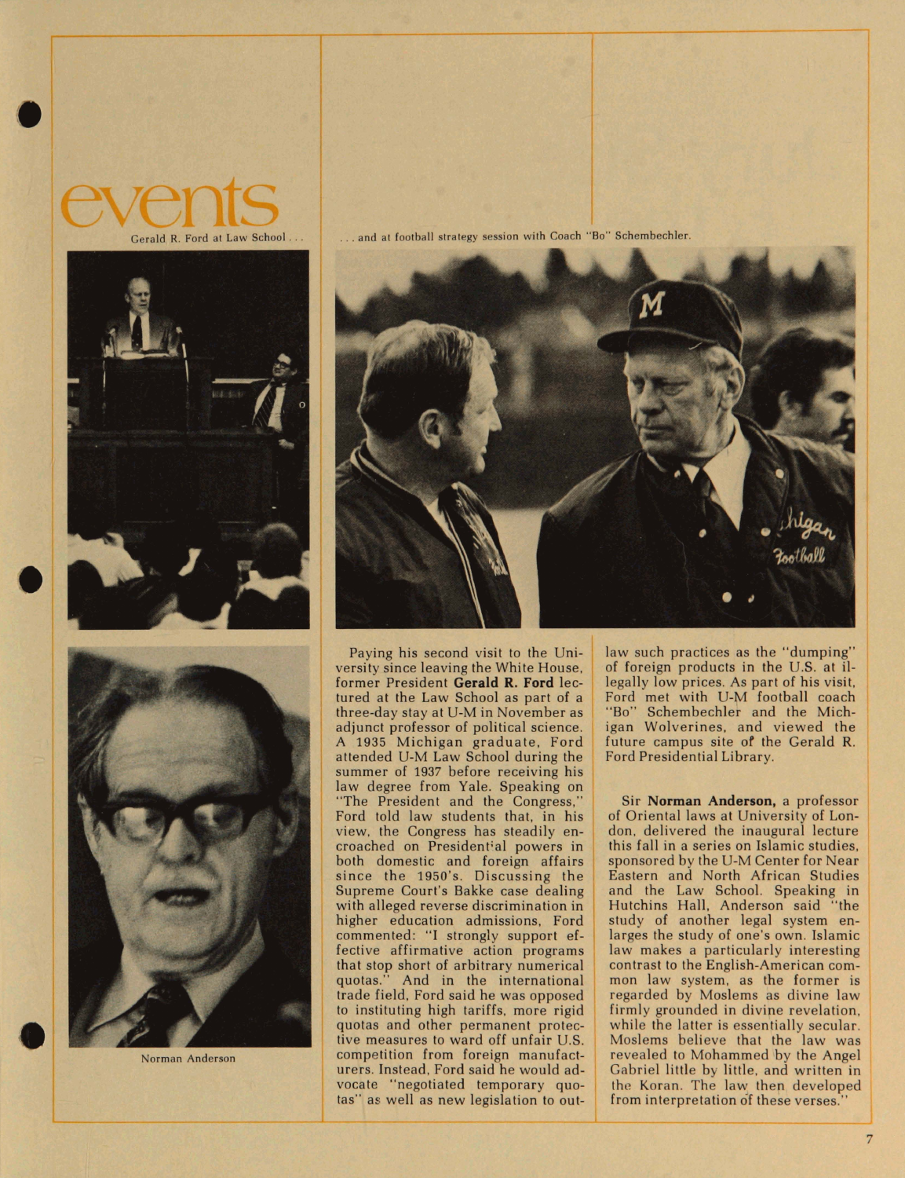# events

Gerald R. Ford at Law School . . .

. . . and at football strategy session with Coach "Bo" Schembechler.

Norman Anderson

Paying his second visit to the University since leaving the White House, former President **Gerald R. Ford** lectured at the Law School as part of a three-day stay at U-M in November as adjunct professor of political science. A 1935 Michigan graduate, Ford attended U-M Law School during the summer of 1937 before receiving his law degree from Yale. Speaking on "The President and the Congress," Ford told law students that, in his view, the Congress has steadily encroached on Presidential powers in both domestic and foreign affairs since the 1950's. Discussing the Supreme Court's Bakke case dealing with alleged reverse discrimination in higher education admissions, Ford commented: "I strongly support effective affirmative action programs that stop short of arbitrary numerical quotas." And in the international trade field, Ford said he was opposed to instituting high tariffs, more rigid quotas and other permanent protective measures to ward off unfair U.S. competition from foreign manufacturers. Instead, Ford said he would advocate "negotiated temporary quotas" as well as new legislation to outlaw such practices as the "dumping" of foreign products in the U.S. at illegally low prices. As part of his visit, Ford met with U-M football coach "Bo" Schembechler and the Michigan Wolverines, and viewed the future campus site of the Gerald R. Ford Presidential Library.

Sir **Norman Anderson,** a professor of Oriental laws at University of London, delivered the inaugural lecture this fall in a series on Islamic studies, sponsored by the U-M Center for Near Eastern and North African Studies and the Law School. Speaking in Hutchins Hall, Anderson said "the study of another legal system enlarges the study of one's own. Islamic law makes a particularly interesting contrast to the English-American common law system, as the former is regarded by Moslems as divine law firmly grounded in divine revelation, while the latter is essentially secular. Moslems believe that the law was revealed to Mohammed by the Angel Gabriel little by little, and written in the Koran. The law then developed from interpretation of these verses."